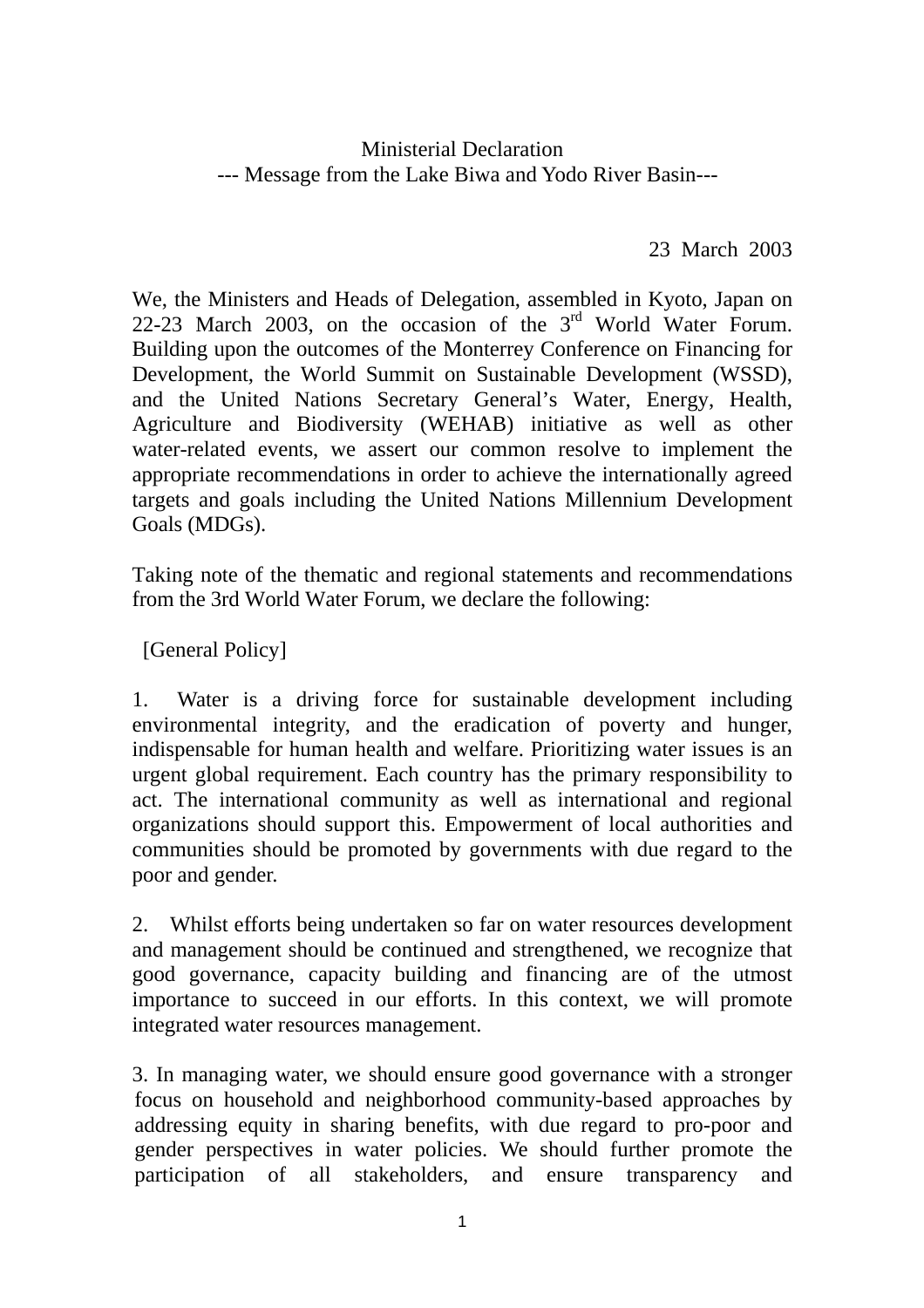# Ministerial Declaration
## --- Message from the Lake Biwa and Yodo River Basin---

23 March 2003

We, the Ministers and Heads of Delegation, assembled in Kyoto, Japan on 22-23 March 2003, on the occasion of the 3rd World Water Forum. Building upon the outcomes of the Monterrey Conference on Financing for Development, the World Summit on Sustainable Development (WSSD), and the United Nations Secretary General's Water, Energy, Health, Agriculture and Biodiversity (WEHAB) initiative as well as other water-related events, we assert our common resolve to implement the appropriate recommendations in order to achieve the internationally agreed targets and goals including the United Nations Millennium Development Goals (MDGs).

Taking note of the thematic and regional statements and recommendations from the 3rd World Water Forum, we declare the following:

[General Policy]

1. Water is a driving force for sustainable development including environmental integrity, and the eradication of poverty and hunger, indispensable for human health and welfare. Prioritizing water issues is an urgent global requirement. Each country has the primary responsibility to act. The international community as well as international and regional organizations should support this. Empowerment of local authorities and communities should be promoted by governments with due regard to the poor and gender.

2. Whilst efforts being undertaken so far on water resources development and management should be continued and strengthened, we recognize that good governance, capacity building and financing are of the utmost importance to succeed in our efforts. In this context, we will promote integrated water resources management.

3. In managing water, we should ensure good governance with a stronger focus on household and neighborhood community-based approaches by addressing equity in sharing benefits, with due regard to pro-poor and gender perspectives in water policies. We should further promote the participation of all stakeholders, and ensure transparency and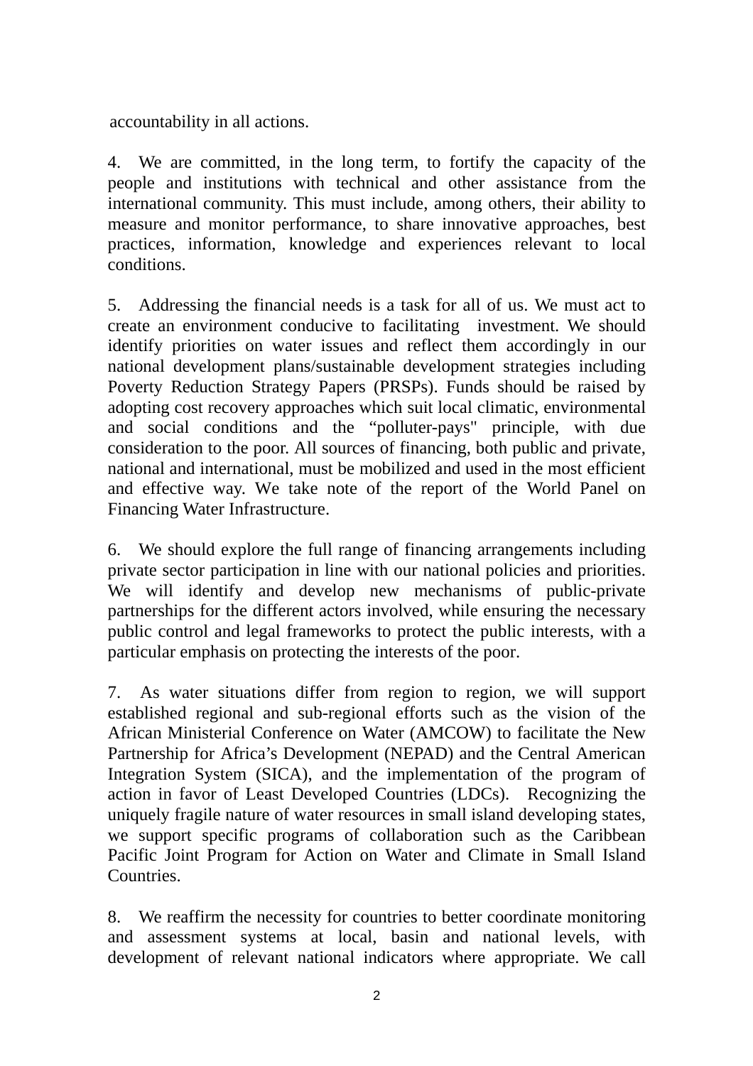accountability in all actions.

4. We are committed, in the long term, to fortify the capacity of the people and institutions with technical and other assistance from the international community. This must include, among others, their ability to measure and monitor performance, to share innovative approaches, best practices, information, knowledge and experiences relevant to local conditions.

5. Addressing the financial needs is a task for all of us. We must act to create an environment conducive to facilitating investment. We should identify priorities on water issues and reflect them accordingly in our national development plans/sustainable development strategies including Poverty Reduction Strategy Papers (PRSPs). Funds should be raised by adopting cost recovery approaches which suit local climatic, environmental and social conditions and the "polluter-pays" principle, with due consideration to the poor. All sources of financing, both public and private, national and international, must be mobilized and used in the most efficient and effective way. We take note of the report of the World Panel on Financing Water Infrastructure.

6. We should explore the full range of financing arrangements including private sector participation in line with our national policies and priorities. We will identify and develop new mechanisms of public-private partnerships for the different actors involved, while ensuring the necessary public control and legal frameworks to protect the public interests, with a particular emphasis on protecting the interests of the poor.

7. As water situations differ from region to region, we will support established regional and sub-regional efforts such as the vision of the African Ministerial Conference on Water (AMCOW) to facilitate the New Partnership for Africa's Development (NEPAD) and the Central American Integration System (SICA), and the implementation of the program of action in favor of Least Developed Countries (LDCs). Recognizing the uniquely fragile nature of water resources in small island developing states, we support specific programs of collaboration such as the Caribbean Pacific Joint Program for Action on Water and Climate in Small Island Countries.

8. We reaffirm the necessity for countries to better coordinate monitoring and assessment systems at local, basin and national levels, with development of relevant national indicators where appropriate. We call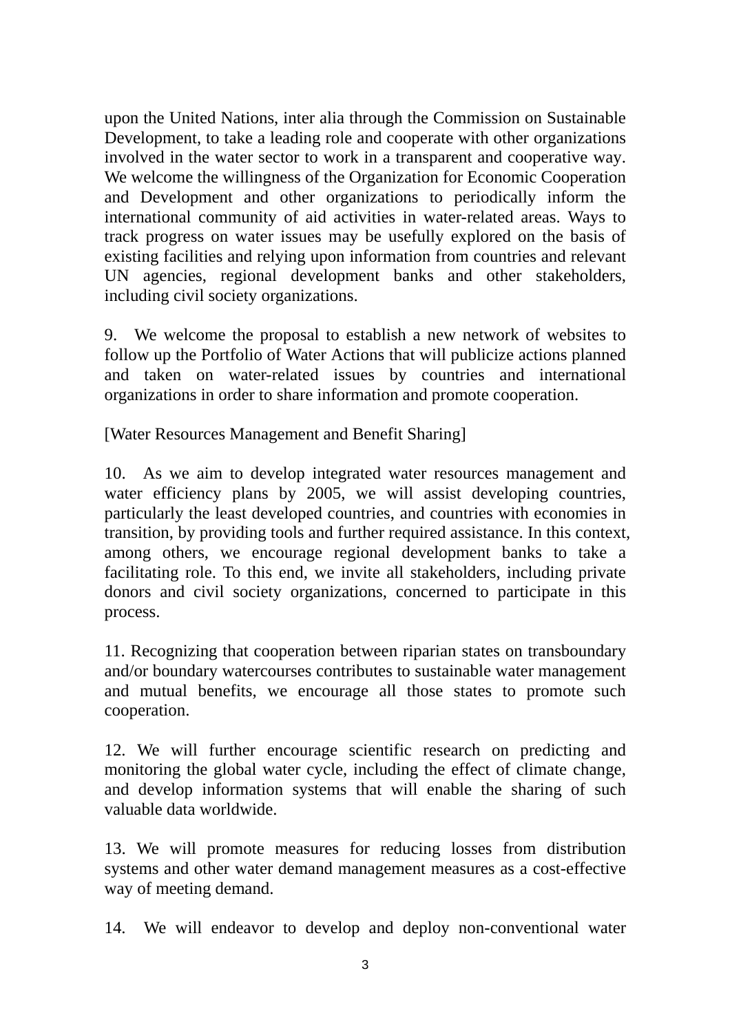upon the United Nations, inter alia through the Commission on Sustainable Development, to take a leading role and cooperate with other organizations involved in the water sector to work in a transparent and cooperative way. We welcome the willingness of the Organization for Economic Cooperation and Development and other organizations to periodically inform the international community of aid activities in water-related areas. Ways to track progress on water issues may be usefully explored on the basis of existing facilities and relying upon information from countries and relevant UN agencies, regional development banks and other stakeholders, including civil society organizations.

9. We welcome the proposal to establish a new network of websites to follow up the Portfolio of Water Actions that will publicize actions planned and taken on water-related issues by countries and international organizations in order to share information and promote cooperation.

[Water Resources Management and Benefit Sharing]

10. As we aim to develop integrated water resources management and water efficiency plans by 2005, we will assist developing countries, particularly the least developed countries, and countries with economies in transition, by providing tools and further required assistance. In this context, among others, we encourage regional development banks to take a facilitating role. To this end, we invite all stakeholders, including private donors and civil society organizations, concerned to participate in this process.

11. Recognizing that cooperation between riparian states on transboundary and/or boundary watercourses contributes to sustainable water management and mutual benefits, we encourage all those states to promote such cooperation.

12. We will further encourage scientific research on predicting and monitoring the global water cycle, including the effect of climate change, and develop information systems that will enable the sharing of such valuable data worldwide.

13. We will promote measures for reducing losses from distribution systems and other water demand management measures as a cost-effective way of meeting demand.

14. We will endeavor to develop and deploy non-conventional water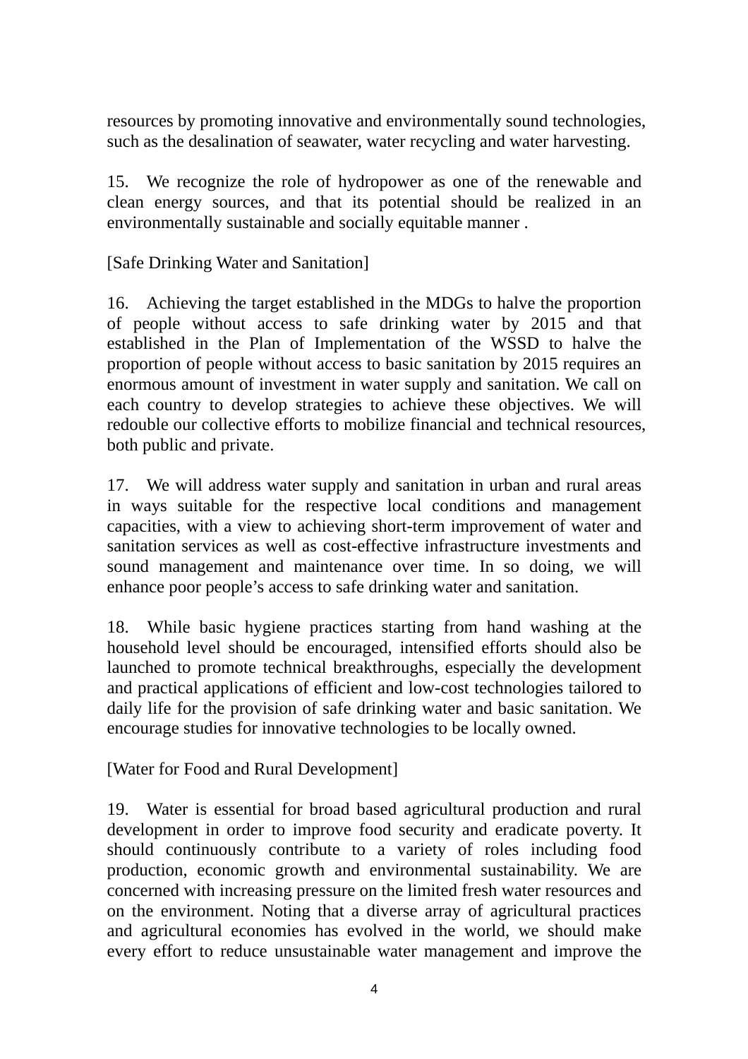resources by promoting innovative and environmentally sound technologies, such as the desalination of seawater, water recycling and water harvesting.

15. We recognize the role of hydropower as one of the renewable and clean energy sources, and that its potential should be realized in an environmentally sustainable and socially equitable manner .

[Safe Drinking Water and Sanitation]

16. Achieving the target established in the MDGs to halve the proportion of people without access to safe drinking water by 2015 and that established in the Plan of Implementation of the WSSD to halve the proportion of people without access to basic sanitation by 2015 requires an enormous amount of investment in water supply and sanitation. We call on each country to develop strategies to achieve these objectives. We will redouble our collective efforts to mobilize financial and technical resources, both public and private.

17. We will address water supply and sanitation in urban and rural areas in ways suitable for the respective local conditions and management capacities, with a view to achieving short-term improvement of water and sanitation services as well as cost-effective infrastructure investments and sound management and maintenance over time. In so doing, we will enhance poor people's access to safe drinking water and sanitation.

18. While basic hygiene practices starting from hand washing at the household level should be encouraged, intensified efforts should also be launched to promote technical breakthroughs, especially the development and practical applications of efficient and low-cost technologies tailored to daily life for the provision of safe drinking water and basic sanitation. We encourage studies for innovative technologies to be locally owned.

[Water for Food and Rural Development]

19. Water is essential for broad based agricultural production and rural development in order to improve food security and eradicate poverty. It should continuously contribute to a variety of roles including food production, economic growth and environmental sustainability. We are concerned with increasing pressure on the limited fresh water resources and on the environment. Noting that a diverse array of agricultural practices and agricultural economies has evolved in the world, we should make every effort to reduce unsustainable water management and improve the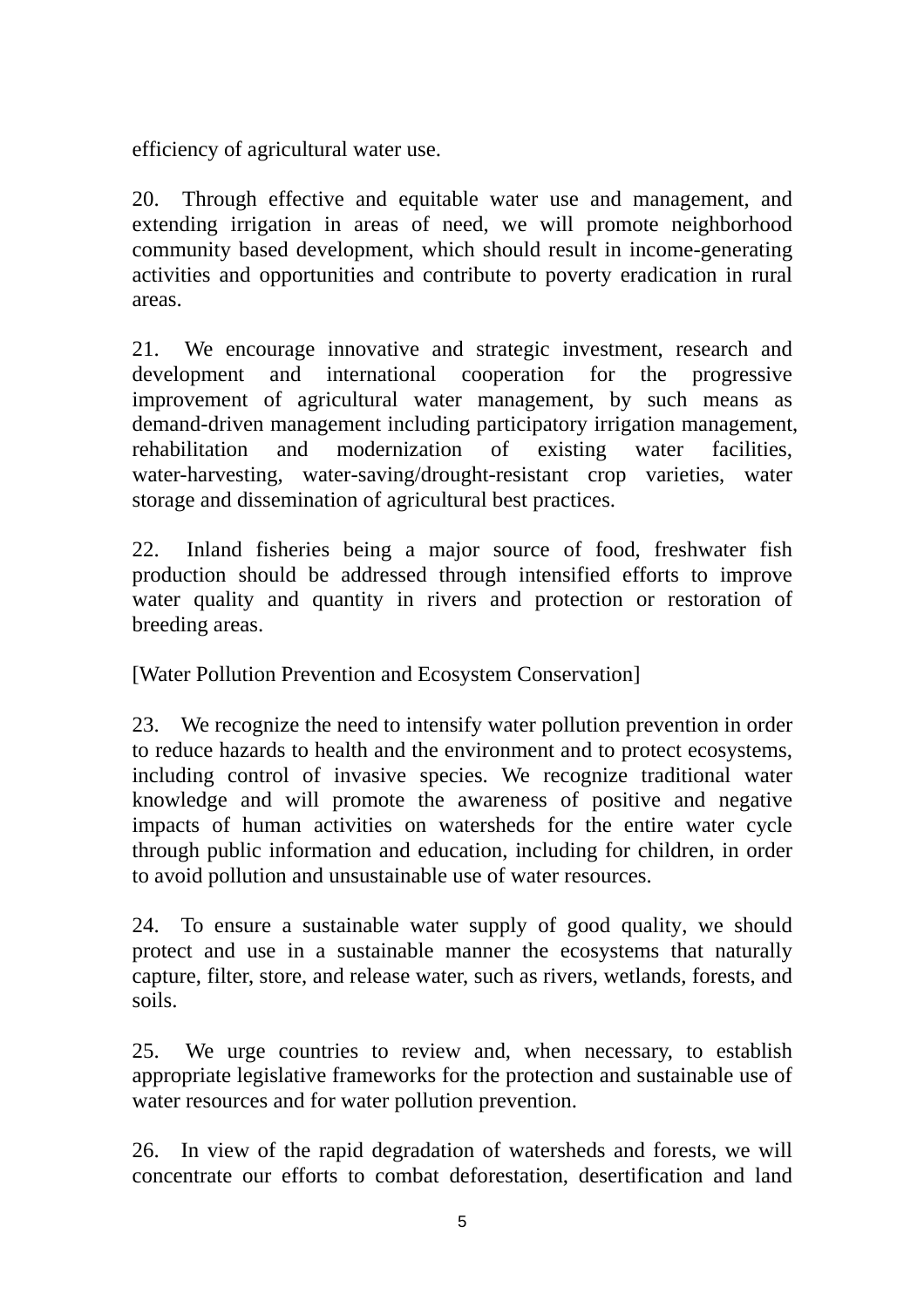efficiency of agricultural water use.

20. Through effective and equitable water use and management, and extending irrigation in areas of need, we will promote neighborhood community based development, which should result in income-generating activities and opportunities and contribute to poverty eradication in rural areas.

21. We encourage innovative and strategic investment, research and development and international cooperation for the progressive improvement of agricultural water management, by such means as demand-driven management including participatory irrigation management, rehabilitation and modernization of existing water facilities, water-harvesting, water-saving/drought-resistant crop varieties, water storage and dissemination of agricultural best practices.

22. Inland fisheries being a major source of food, freshwater fish production should be addressed through intensified efforts to improve water quality and quantity in rivers and protection or restoration of breeding areas.

[Water Pollution Prevention and Ecosystem Conservation]

23. We recognize the need to intensify water pollution prevention in order to reduce hazards to health and the environment and to protect ecosystems, including control of invasive species. We recognize traditional water knowledge and will promote the awareness of positive and negative impacts of human activities on watersheds for the entire water cycle through public information and education, including for children, in order to avoid pollution and unsustainable use of water resources.

24. To ensure a sustainable water supply of good quality, we should protect and use in a sustainable manner the ecosystems that naturally capture, filter, store, and release water, such as rivers, wetlands, forests, and soils.

25. We urge countries to review and, when necessary, to establish appropriate legislative frameworks for the protection and sustainable use of water resources and for water pollution prevention.

26. In view of the rapid degradation of watersheds and forests, we will concentrate our efforts to combat deforestation, desertification and land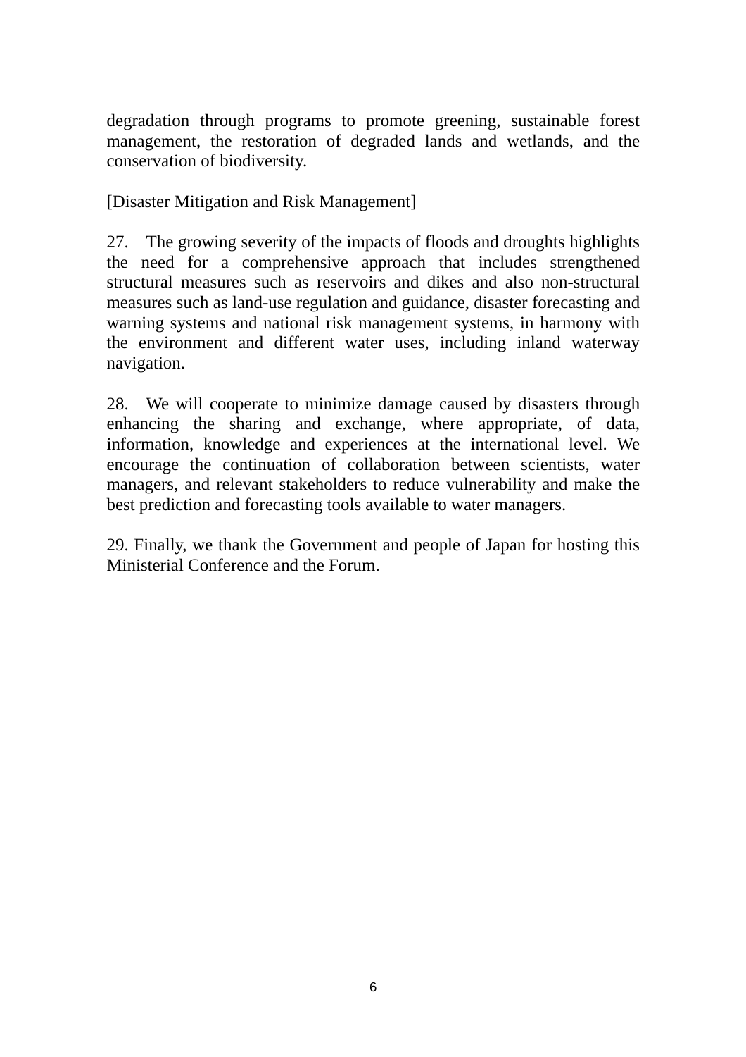degradation through programs to promote greening, sustainable forest management, the restoration of degraded lands and wetlands, and the conservation of biodiversity.

[Disaster Mitigation and Risk Management]

27. The growing severity of the impacts of floods and droughts highlights the need for a comprehensive approach that includes strengthened structural measures such as reservoirs and dikes and also non-structural measures such as land-use regulation and guidance, disaster forecasting and warning systems and national risk management systems, in harmony with the environment and different water uses, including inland waterway navigation.

28. We will cooperate to minimize damage caused by disasters through enhancing the sharing and exchange, where appropriate, of data, information, knowledge and experiences at the international level. We encourage the continuation of collaboration between scientists, water managers, and relevant stakeholders to reduce vulnerability and make the best prediction and forecasting tools available to water managers.

29. Finally, we thank the Government and people of Japan for hosting this Ministerial Conference and the Forum.